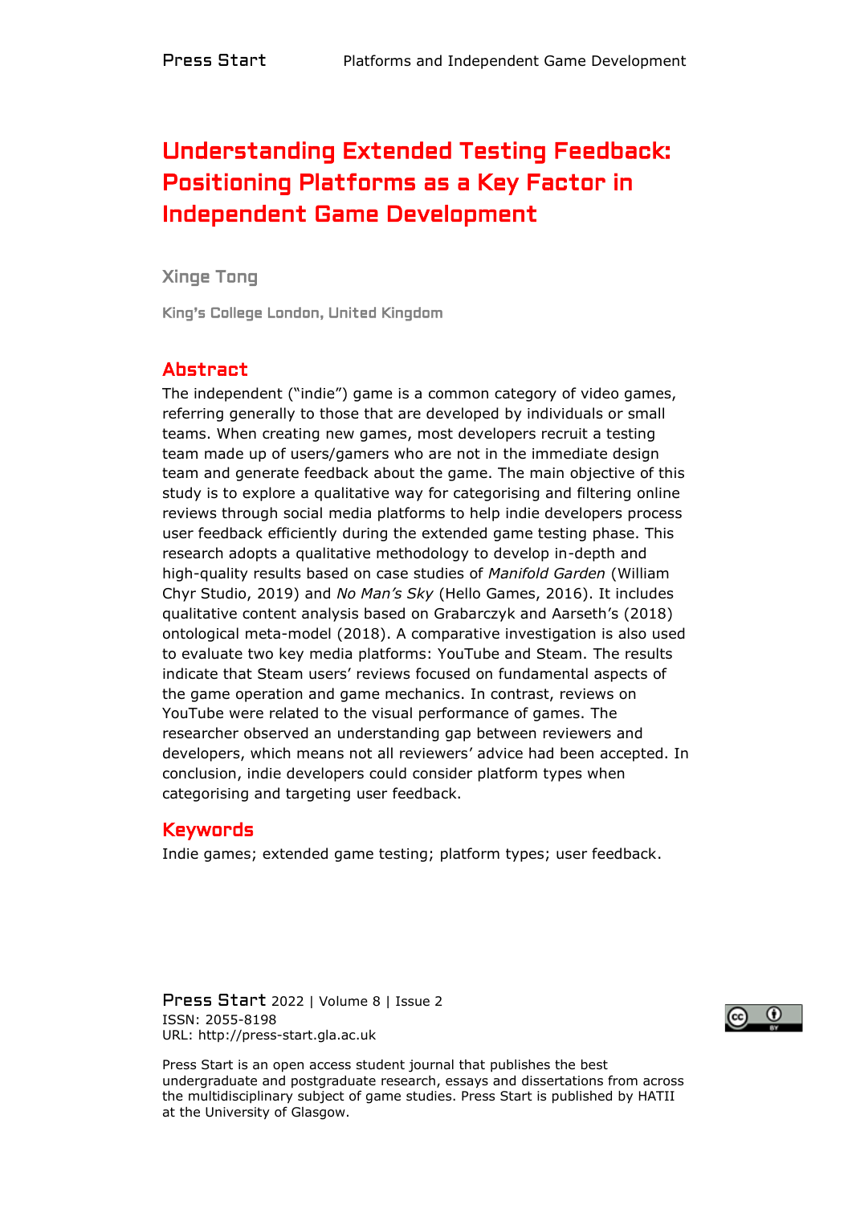# Understanding Extended Testing Feedback: Positioning Platforms as a Key Factor in Independent Game Development

Xinge Tong

King's College London, United Kingdom

## Abstract

The independent ("indie") game is a common category of video games, referring generally to those that are developed by individuals or small teams. When creating new games, most developers recruit a testing team made up of users/gamers who are not in the immediate design team and generate feedback about the game. The main objective of this study is to explore a qualitative way for categorising and filtering online reviews through social media platforms to help indie developers process user feedback efficiently during the extended game testing phase. This research adopts a qualitative methodology to develop in-depth and high-quality results based on case studies of *Manifold Garden* (William Chyr Studio, 2019) and *No Man's Sky* (Hello Games, 2016). It includes qualitative content analysis based on Grabarczyk and Aarseth's (2018) ontological meta-model (2018). A comparative investigation is also used to evaluate two key media platforms: YouTube and Steam. The results indicate that Steam users' reviews focused on fundamental aspects of the game operation and game mechanics. In contrast, reviews on YouTube were related to the visual performance of games. The researcher observed an understanding gap between reviewers and developers, which means not all reviewers' advice had been accepted. In conclusion, indie developers could consider platform types when categorising and targeting user feedback.

## Keywords

Indie games; extended game testing; platform types; user feedback.

Press Start 2022 | Volume 8 | Issue 2
ISSN: 2055-8198
URL: http://press-start.gla.ac.uk

Press Start is an open access student journal that publishes the best undergraduate and postgraduate research, essays and dissertations from across the multidisciplinary subject of game studies. Press Start is published by HATII at the University of Glasgow.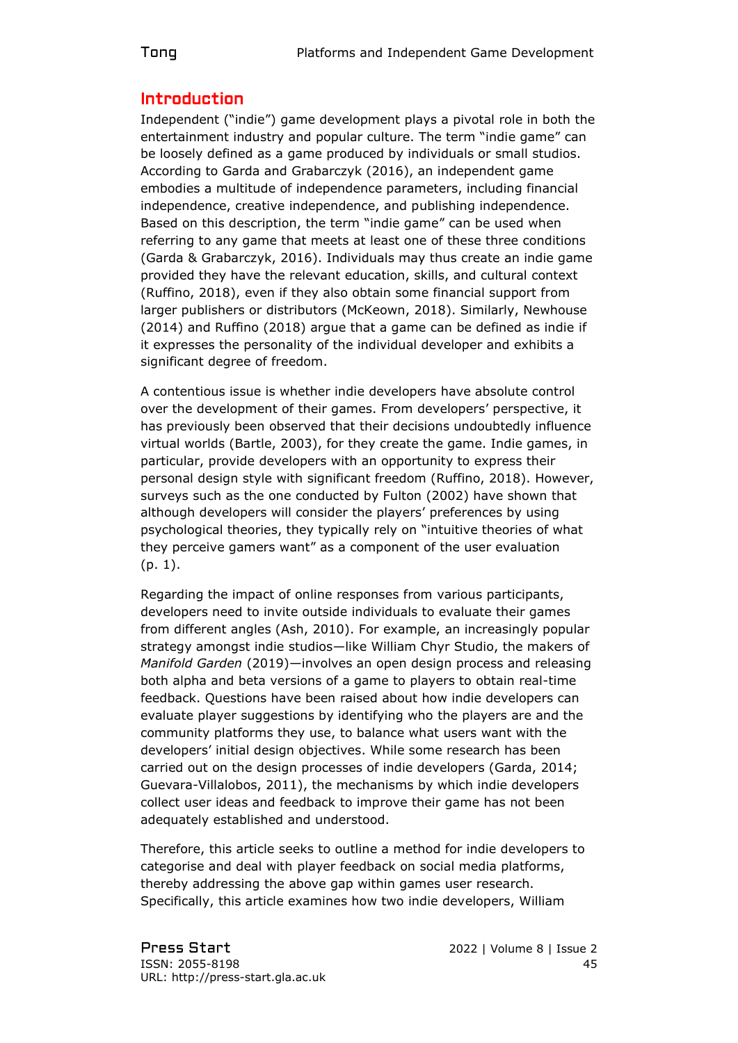## Introduction

Independent ("indie") game development plays a pivotal role in both the entertainment industry and popular culture. The term "indie game" can be loosely defined as a game produced by individuals or small studios. According to Garda and Grabarczyk (2016), an independent game embodies a multitude of independence parameters, including financial independence, creative independence, and publishing independence. Based on this description, the term "indie game" can be used when referring to any game that meets at least one of these three conditions (Garda & Grabarczyk, 2016). Individuals may thus create an indie game provided they have the relevant education, skills, and cultural context (Ruffino, 2018), even if they also obtain some financial support from larger publishers or distributors (McKeown, 2018). Similarly, Newhouse (2014) and Ruffino (2018) argue that a game can be defined as indie if it expresses the personality of the individual developer and exhibits a significant degree of freedom.

A contentious issue is whether indie developers have absolute control over the development of their games. From developers' perspective, it has previously been observed that their decisions undoubtedly influence virtual worlds (Bartle, 2003), for they create the game. Indie games, in particular, provide developers with an opportunity to express their personal design style with significant freedom (Ruffino, 2018). However, surveys such as the one conducted by Fulton (2002) have shown that although developers will consider the players' preferences by using psychological theories, they typically rely on "intuitive theories of what they perceive gamers want" as a component of the user evaluation (p. 1).

Regarding the impact of online responses from various participants, developers need to invite outside individuals to evaluate their games from different angles (Ash, 2010). For example, an increasingly popular strategy amongst indie studios—like William Chyr Studio, the makers of *Manifold Garden* (2019)—involves an open design process and releasing both alpha and beta versions of a game to players to obtain real-time feedback. Questions have been raised about how indie developers can evaluate player suggestions by identifying who the players are and the community platforms they use, to balance what users want with the developers' initial design objectives. While some research has been carried out on the design processes of indie developers (Garda, 2014; Guevara-Villalobos, 2011), the mechanisms by which indie developers collect user ideas and feedback to improve their game has not been adequately established and understood.

Therefore, this article seeks to outline a method for indie developers to categorise and deal with player feedback on social media platforms, thereby addressing the above gap within games user research. Specifically, this article examines how two indie developers, William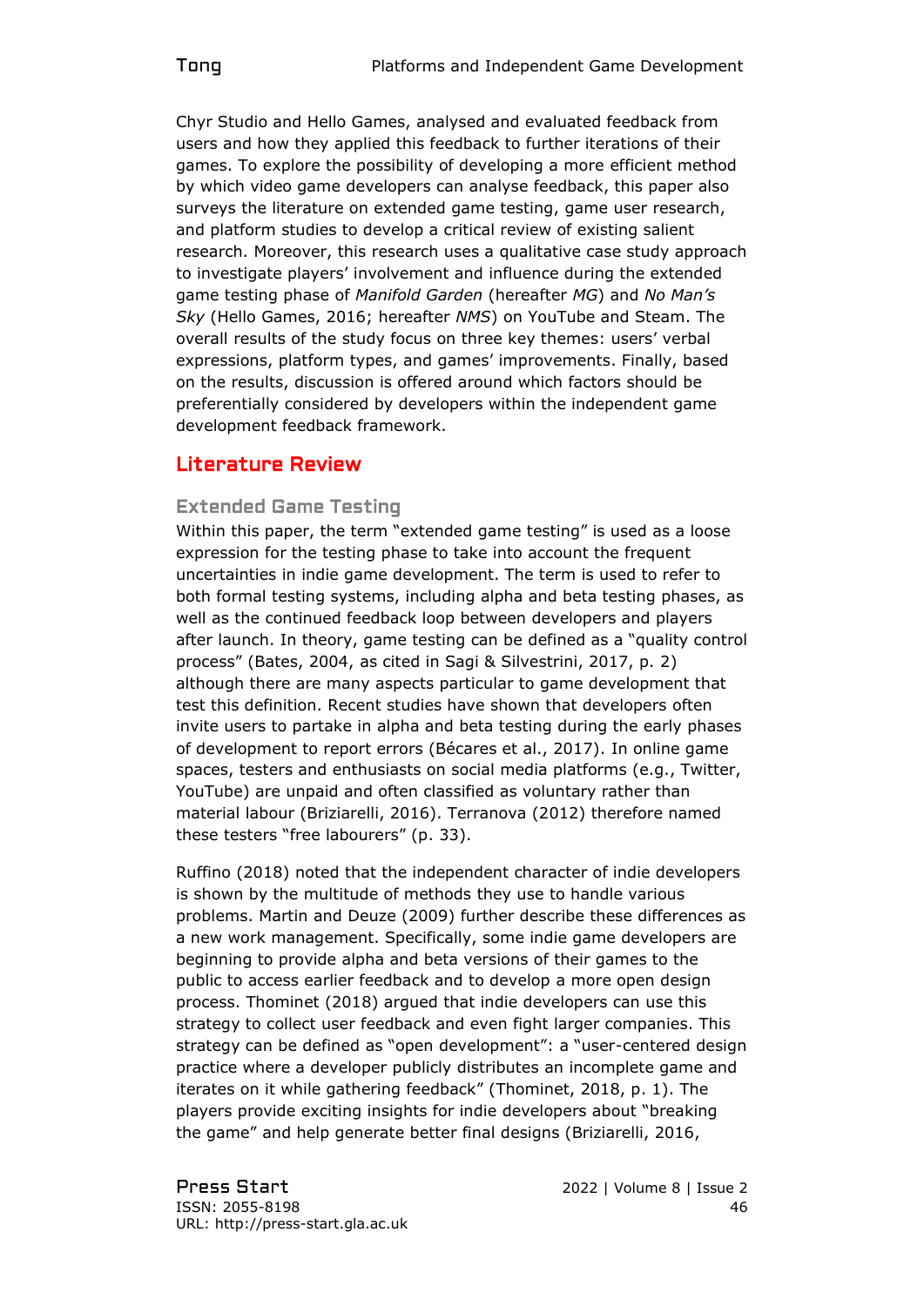Chyr Studio and Hello Games, analysed and evaluated feedback from users and how they applied this feedback to further iterations of their games. To explore the possibility of developing a more efficient method by which video game developers can analyse feedback, this paper also surveys the literature on extended game testing, game user research, and platform studies to develop a critical review of existing salient research. Moreover, this research uses a qualitative case study approach to investigate players' involvement and influence during the extended game testing phase of *Manifold Garden* (hereafter *MG*) and *No Man's Sky* (Hello Games, 2016; hereafter *NMS*) on YouTube and Steam. The overall results of the study focus on three key themes: users' verbal expressions, platform types, and games' improvements. Finally, based on the results, discussion is offered around which factors should be preferentially considered by developers within the independent game development feedback framework.

## Literature Review

### Extended Game Testing

Within this paper, the term "extended game testing" is used as a loose expression for the testing phase to take into account the frequent uncertainties in indie game development. The term is used to refer to both formal testing systems, including alpha and beta testing phases, as well as the continued feedback loop between developers and players after launch. In theory, game testing can be defined as a "quality control process" (Bates, 2004, as cited in Sagi & Silvestrini, 2017, p. 2) although there are many aspects particular to game development that test this definition. Recent studies have shown that developers often invite users to partake in alpha and beta testing during the early phases of development to report errors (Bécares et al., 2017). In online game spaces, testers and enthusiasts on social media platforms (e.g., Twitter, YouTube) are unpaid and often classified as voluntary rather than material labour (Briziarelli, 2016). Terranova (2012) therefore named these testers "free labourers" (p. 33).

Ruffino (2018) noted that the independent character of indie developers is shown by the multitude of methods they use to handle various problems. Martin and Deuze (2009) further describe these differences as a new work management. Specifically, some indie game developers are beginning to provide alpha and beta versions of their games to the public to access earlier feedback and to develop a more open design process. Thominet (2018) argued that indie developers can use this strategy to collect user feedback and even fight larger companies. This strategy can be defined as "open development": a "user-centered design practice where a developer publicly distributes an incomplete game and iterates on it while gathering feedback" (Thominet, 2018, p. 1). The players provide exciting insights for indie developers about "breaking the game" and help generate better final designs (Briziarelli, 2016,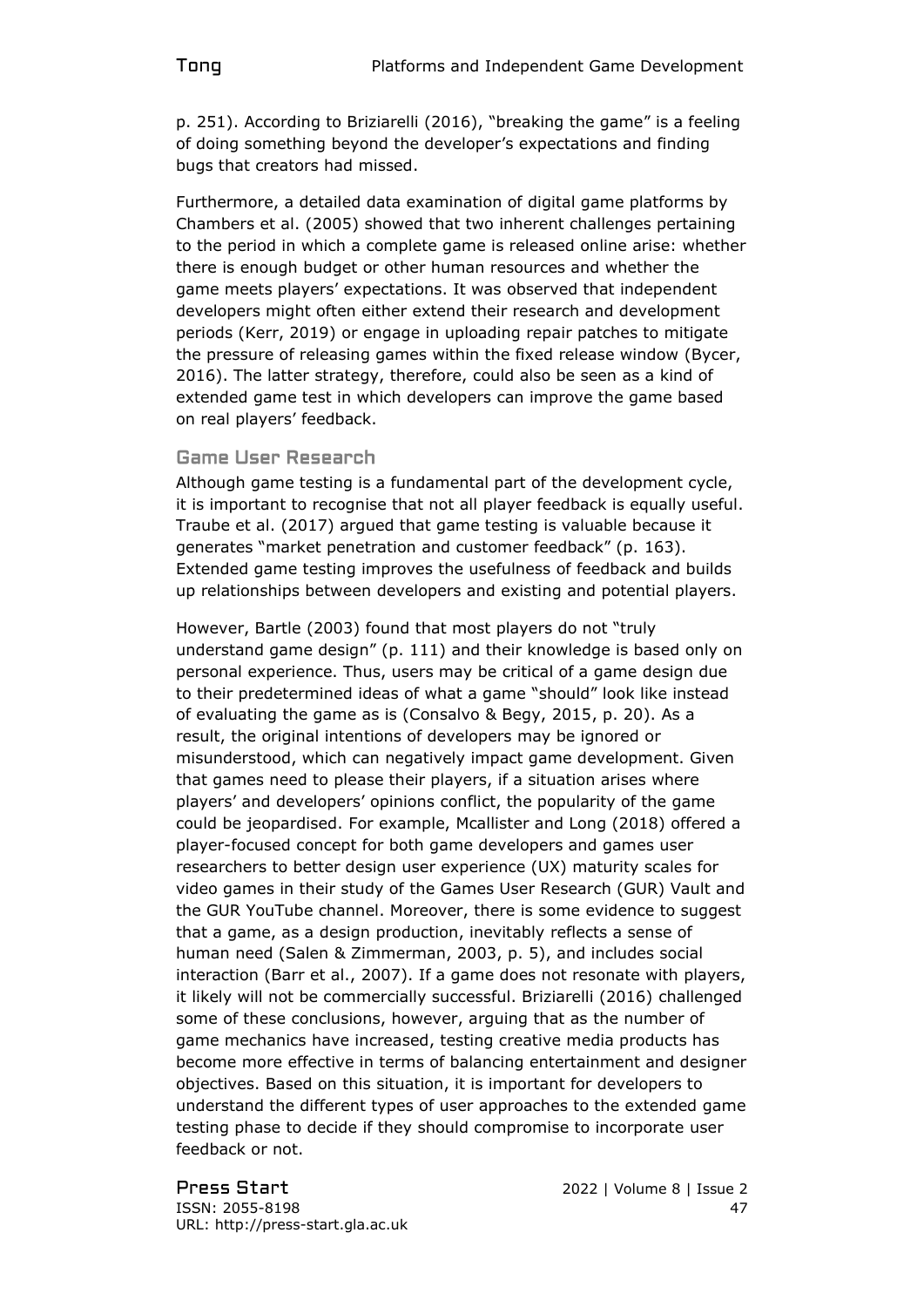p. 251). According to Briziarelli (2016), "breaking the game" is a feeling of doing something beyond the developer's expectations and finding bugs that creators had missed.

Furthermore, a detailed data examination of digital game platforms by Chambers et al. (2005) showed that two inherent challenges pertaining to the period in which a complete game is released online arise: whether there is enough budget or other human resources and whether the game meets players' expectations. It was observed that independent developers might often either extend their research and development periods (Kerr, 2019) or engage in uploading repair patches to mitigate the pressure of releasing games within the fixed release window (Bycer, 2016). The latter strategy, therefore, could also be seen as a kind of extended game test in which developers can improve the game based on real players' feedback.

## Game User Research

Although game testing is a fundamental part of the development cycle, it is important to recognise that not all player feedback is equally useful. Traube et al. (2017) argued that game testing is valuable because it generates "market penetration and customer feedback" (p. 163). Extended game testing improves the usefulness of feedback and builds up relationships between developers and existing and potential players.

However, Bartle (2003) found that most players do not "truly understand game design" (p. 111) and their knowledge is based only on personal experience. Thus, users may be critical of a game design due to their predetermined ideas of what a game "should" look like instead of evaluating the game as is (Consalvo & Begy, 2015, p. 20). As a result, the original intentions of developers may be ignored or misunderstood, which can negatively impact game development. Given that games need to please their players, if a situation arises where players' and developers' opinions conflict, the popularity of the game could be jeopardised. For example, Mcallister and Long (2018) offered a player-focused concept for both game developers and games user researchers to better design user experience (UX) maturity scales for video games in their study of the Games User Research (GUR) Vault and the GUR YouTube channel. Moreover, there is some evidence to suggest that a game, as a design production, inevitably reflects a sense of human need (Salen & Zimmerman, 2003, p. 5), and includes social interaction (Barr et al., 2007). If a game does not resonate with players, it likely will not be commercially successful. Briziarelli (2016) challenged some of these conclusions, however, arguing that as the number of game mechanics have increased, testing creative media products has become more effective in terms of balancing entertainment and designer objectives. Based on this situation, it is important for developers to understand the different types of user approaches to the extended game testing phase to decide if they should compromise to incorporate user feedback or not.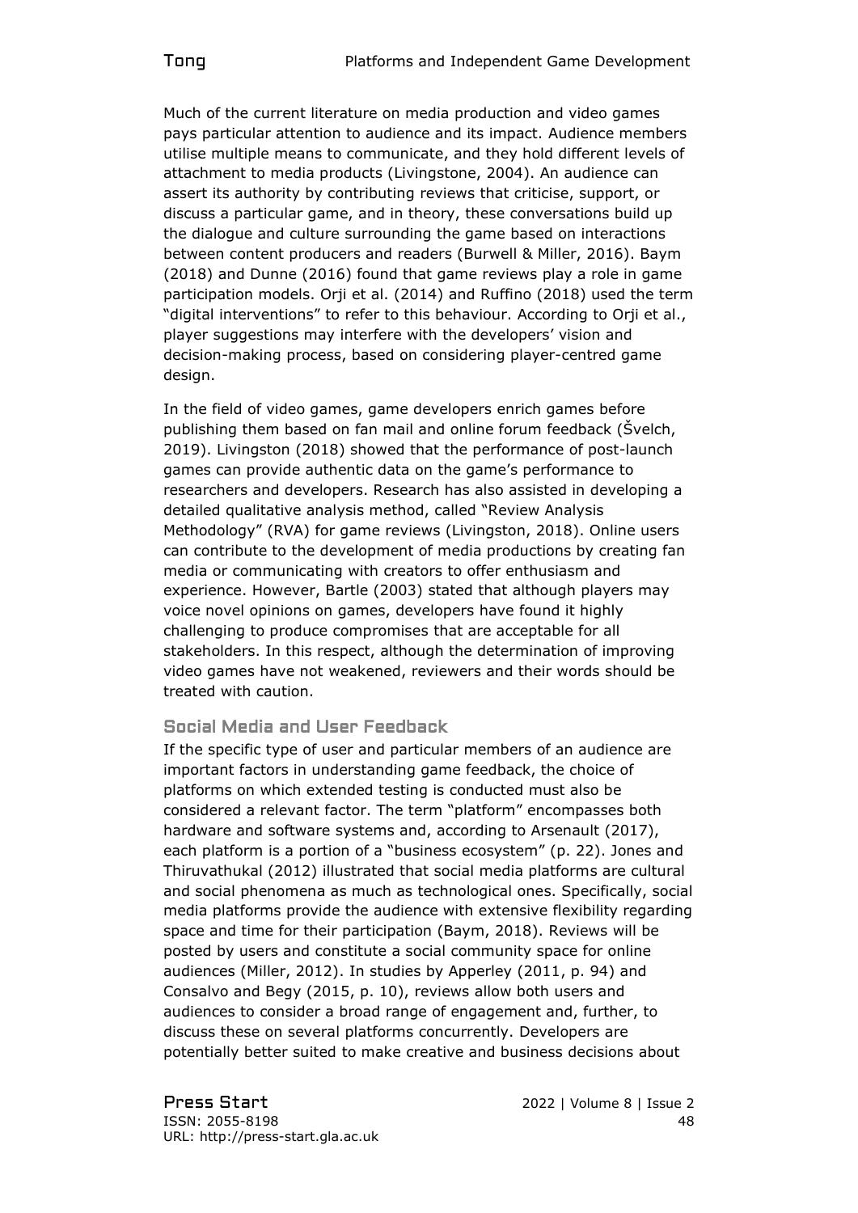Much of the current literature on media production and video games pays particular attention to audience and its impact. Audience members utilise multiple means to communicate, and they hold different levels of attachment to media products (Livingstone, 2004). An audience can assert its authority by contributing reviews that criticise, support, or discuss a particular game, and in theory, these conversations build up the dialogue and culture surrounding the game based on interactions between content producers and readers (Burwell & Miller, 2016). Baym (2018) and Dunne (2016) found that game reviews play a role in game participation models. Orji et al. (2014) and Ruffino (2018) used the term "digital interventions" to refer to this behaviour. According to Orji et al., player suggestions may interfere with the developers' vision and decision-making process, based on considering player-centred game design.

In the field of video games, game developers enrich games before publishing them based on fan mail and online forum feedback (Švelch, 2019). Livingston (2018) showed that the performance of post-launch games can provide authentic data on the game's performance to researchers and developers. Research has also assisted in developing a detailed qualitative analysis method, called "Review Analysis Methodology" (RVA) for game reviews (Livingston, 2018). Online users can contribute to the development of media productions by creating fan media or communicating with creators to offer enthusiasm and experience. However, Bartle (2003) stated that although players may voice novel opinions on games, developers have found it highly challenging to produce compromises that are acceptable for all stakeholders. In this respect, although the determination of improving video games have not weakened, reviewers and their words should be treated with caution.

## Social Media and User Feedback

If the specific type of user and particular members of an audience are important factors in understanding game feedback, the choice of platforms on which extended testing is conducted must also be considered a relevant factor. The term "platform" encompasses both hardware and software systems and, according to Arsenault (2017), each platform is a portion of a "business ecosystem" (p. 22). Jones and Thiruvathukal (2012) illustrated that social media platforms are cultural and social phenomena as much as technological ones. Specifically, social media platforms provide the audience with extensive flexibility regarding space and time for their participation (Baym, 2018). Reviews will be posted by users and constitute a social community space for online audiences (Miller, 2012). In studies by Apperley (2011, p. 94) and Consalvo and Begy (2015, p. 10), reviews allow both users and audiences to consider a broad range of engagement and, further, to discuss these on several platforms concurrently. Developers are potentially better suited to make creative and business decisions about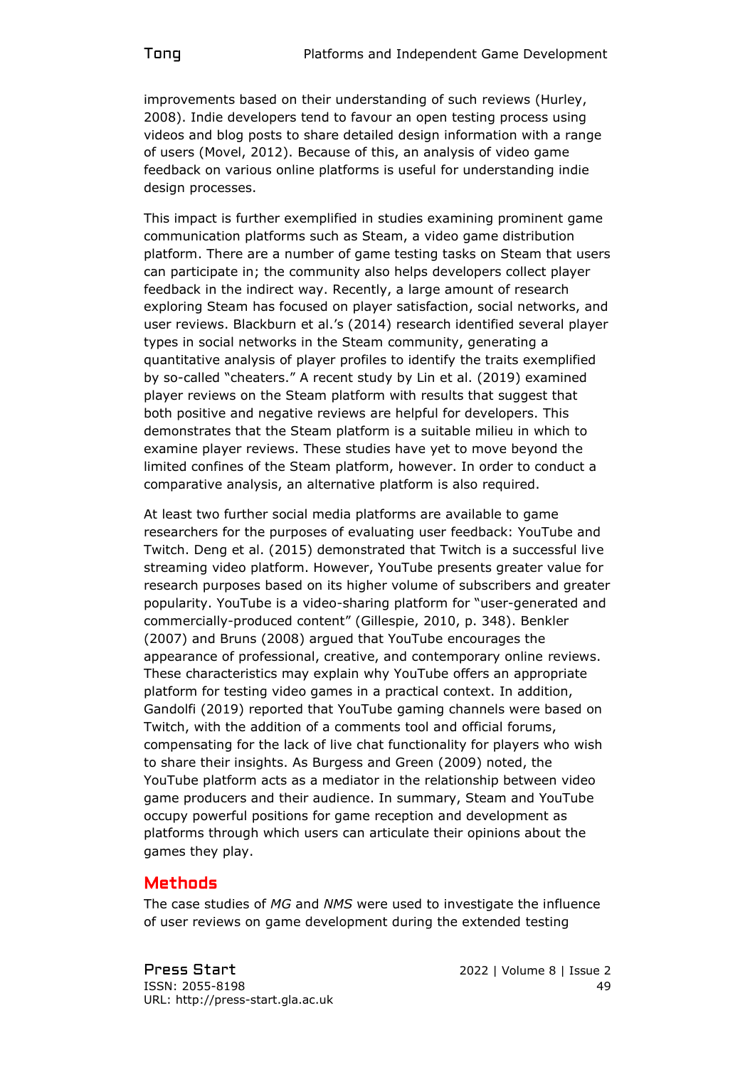improvements based on their understanding of such reviews (Hurley, 2008). Indie developers tend to favour an open testing process using videos and blog posts to share detailed design information with a range of users (Movel, 2012). Because of this, an analysis of video game feedback on various online platforms is useful for understanding indie design processes.

This impact is further exemplified in studies examining prominent game communication platforms such as Steam, a video game distribution platform. There are a number of game testing tasks on Steam that users can participate in; the community also helps developers collect player feedback in the indirect way. Recently, a large amount of research exploring Steam has focused on player satisfaction, social networks, and user reviews. Blackburn et al.'s (2014) research identified several player types in social networks in the Steam community, generating a quantitative analysis of player profiles to identify the traits exemplified by so-called "cheaters." A recent study by Lin et al. (2019) examined player reviews on the Steam platform with results that suggest that both positive and negative reviews are helpful for developers. This demonstrates that the Steam platform is a suitable milieu in which to examine player reviews. These studies have yet to move beyond the limited confines of the Steam platform, however. In order to conduct a comparative analysis, an alternative platform is also required.

At least two further social media platforms are available to game researchers for the purposes of evaluating user feedback: YouTube and Twitch. Deng et al. (2015) demonstrated that Twitch is a successful live streaming video platform. However, YouTube presents greater value for research purposes based on its higher volume of subscribers and greater popularity. YouTube is a video-sharing platform for "user-generated and commercially-produced content" (Gillespie, 2010, p. 348). Benkler (2007) and Bruns (2008) argued that YouTube encourages the appearance of professional, creative, and contemporary online reviews. These characteristics may explain why YouTube offers an appropriate platform for testing video games in a practical context. In addition, Gandolfi (2019) reported that YouTube gaming channels were based on Twitch, with the addition of a comments tool and official forums, compensating for the lack of live chat functionality for players who wish to share their insights. As Burgess and Green (2009) noted, the YouTube platform acts as a mediator in the relationship between video game producers and their audience. In summary, Steam and YouTube occupy powerful positions for game reception and development as platforms through which users can articulate their opinions about the games they play.

## Methods

The case studies of *MG* and *NMS* were used to investigate the influence of user reviews on game development during the extended testing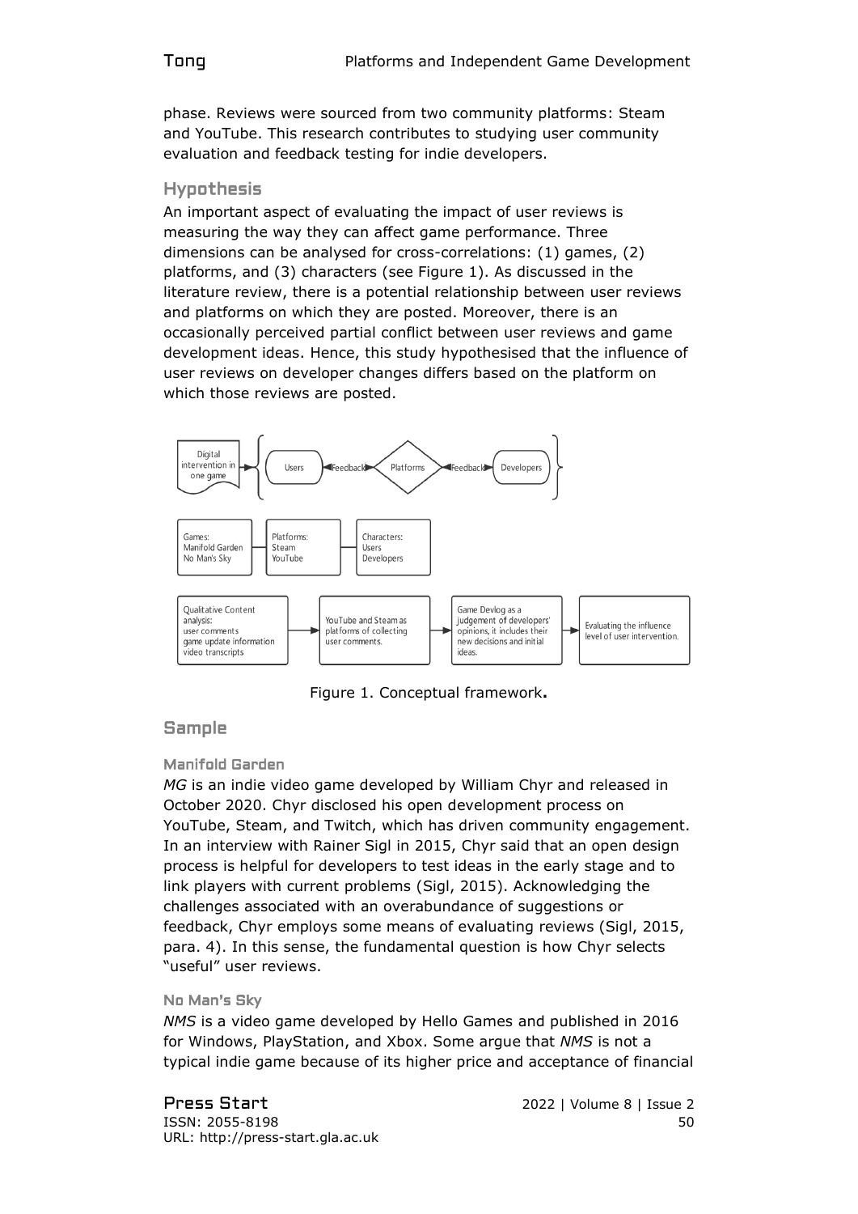phase. Reviews were sourced from two community platforms: Steam and YouTube. This research contributes to studying user community evaluation and feedback testing for indie developers.

## Hypothesis

An important aspect of evaluating the impact of user reviews is measuring the way they can affect game performance. Three dimensions can be analysed for cross-correlations: (1) games, (2) platforms, and (3) characters (see Figure 1). As discussed in the literature review, there is a potential relationship between user reviews and platforms on which they are posted. Moreover, there is an occasionally perceived partial conflict between user reviews and game development ideas. Hence, this study hypothesised that the influence of user reviews on developer changes differs based on the platform on which those reviews are posted.

Digital intervention in one game → { Users ◄Feedback► Platforms ◄Feedback► Developers }

Games: Manifold Garden, No Man's Sky — Platforms: Steam, YouTube — Characters: Users, Developers

Qualitative Content analysis: user comments, game update information, video transcripts → YouTube and Steam as platforms of collecting user comments. → Game Devlog as a judgement of developers' opinions, it includes their new decisions and initial ideas. → Evaluating the influence level of user intervention.

Figure 1. Conceptual framework**.**

## Sample

### Manifold Garden

*MG* is an indie video game developed by William Chyr and released in October 2020. Chyr disclosed his open development process on YouTube, Steam, and Twitch, which has driven community engagement. In an interview with Rainer Sigl in 2015, Chyr said that an open design process is helpful for developers to test ideas in the early stage and to link players with current problems (Sigl, 2015). Acknowledging the challenges associated with an overabundance of suggestions or feedback, Chyr employs some means of evaluating reviews (Sigl, 2015, para. 4). In this sense, the fundamental question is how Chyr selects "useful" user reviews.

### No Man's Sky

*NMS* is a video game developed by Hello Games and published in 2016 for Windows, PlayStation, and Xbox. Some argue that *NMS* is not a typical indie game because of its higher price and acceptance of financial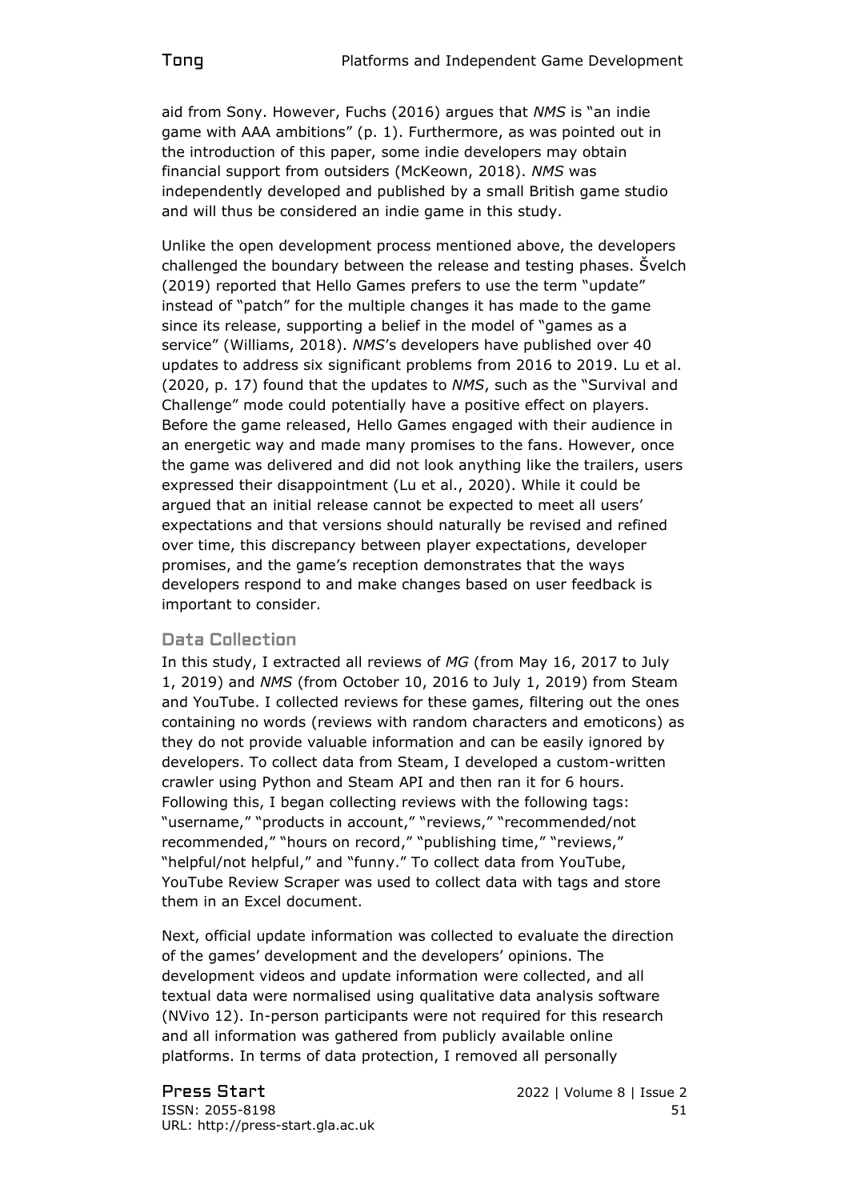aid from Sony. However, Fuchs (2016) argues that *NMS* is "an indie game with AAA ambitions" (p. 1). Furthermore, as was pointed out in the introduction of this paper, some indie developers may obtain financial support from outsiders (McKeown, 2018). *NMS* was independently developed and published by a small British game studio and will thus be considered an indie game in this study.

Unlike the open development process mentioned above, the developers challenged the boundary between the release and testing phases. Švelch (2019) reported that Hello Games prefers to use the term "update" instead of "patch" for the multiple changes it has made to the game since its release, supporting a belief in the model of "games as a service" (Williams, 2018). *NMS*'s developers have published over 40 updates to address six significant problems from 2016 to 2019. Lu et al. (2020, p. 17) found that the updates to *NMS*, such as the "Survival and Challenge" mode could potentially have a positive effect on players. Before the game released, Hello Games engaged with their audience in an energetic way and made many promises to the fans. However, once the game was delivered and did not look anything like the trailers, users expressed their disappointment (Lu et al., 2020). While it could be argued that an initial release cannot be expected to meet all users' expectations and that versions should naturally be revised and refined over time, this discrepancy between player expectations, developer promises, and the game's reception demonstrates that the ways developers respond to and make changes based on user feedback is important to consider.

## Data Collection

In this study, I extracted all reviews of *MG* (from May 16, 2017 to July 1, 2019) and *NMS* (from October 10, 2016 to July 1, 2019) from Steam and YouTube. I collected reviews for these games, filtering out the ones containing no words (reviews with random characters and emoticons) as they do not provide valuable information and can be easily ignored by developers. To collect data from Steam, I developed a custom-written crawler using Python and Steam API and then ran it for 6 hours. Following this, I began collecting reviews with the following tags: "username," "products in account," "reviews," "recommended/not recommended," "hours on record," "publishing time," "reviews," "helpful/not helpful," and "funny." To collect data from YouTube, YouTube Review Scraper was used to collect data with tags and store them in an Excel document.

Next, official update information was collected to evaluate the direction of the games' development and the developers' opinions. The development videos and update information were collected, and all textual data were normalised using qualitative data analysis software (NVivo 12). In-person participants were not required for this research and all information was gathered from publicly available online platforms. In terms of data protection, I removed all personally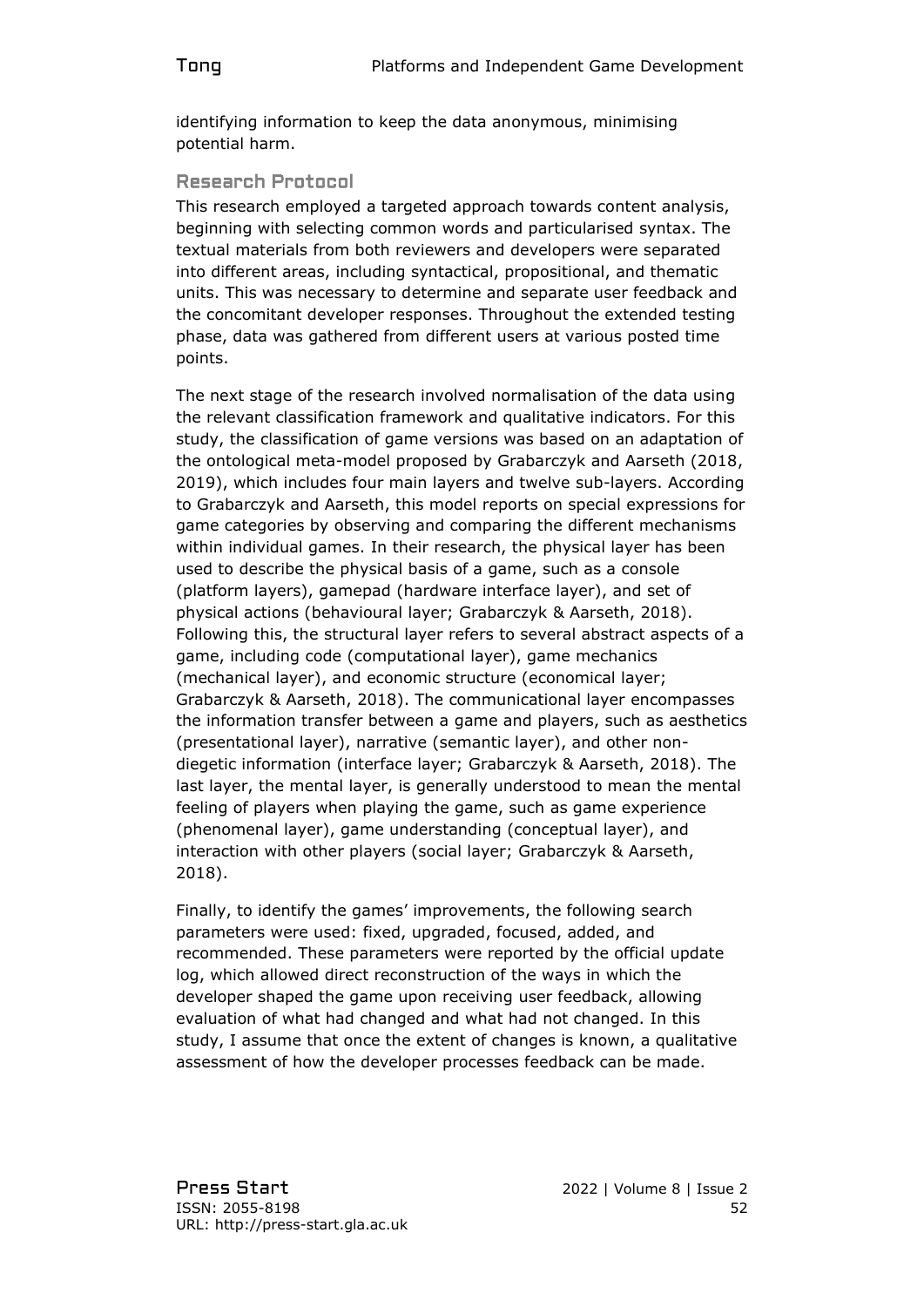identifying information to keep the data anonymous, minimising potential harm.

## Research Protocol

This research employed a targeted approach towards content analysis, beginning with selecting common words and particularised syntax. The textual materials from both reviewers and developers were separated into different areas, including syntactical, propositional, and thematic units. This was necessary to determine and separate user feedback and the concomitant developer responses. Throughout the extended testing phase, data was gathered from different users at various posted time points.

The next stage of the research involved normalisation of the data using the relevant classification framework and qualitative indicators. For this study, the classification of game versions was based on an adaptation of the ontological meta-model proposed by Grabarczyk and Aarseth (2018, 2019), which includes four main layers and twelve sub-layers. According to Grabarczyk and Aarseth, this model reports on special expressions for game categories by observing and comparing the different mechanisms within individual games. In their research, the physical layer has been used to describe the physical basis of a game, such as a console (platform layers), gamepad (hardware interface layer), and set of physical actions (behavioural layer; Grabarczyk & Aarseth, 2018). Following this, the structural layer refers to several abstract aspects of a game, including code (computational layer), game mechanics (mechanical layer), and economic structure (economical layer; Grabarczyk & Aarseth, 2018). The communicational layer encompasses the information transfer between a game and players, such as aesthetics (presentational layer), narrative (semantic layer), and other non-diegetic information (interface layer; Grabarczyk & Aarseth, 2018). The last layer, the mental layer, is generally understood to mean the mental feeling of players when playing the game, such as game experience (phenomenal layer), game understanding (conceptual layer), and interaction with other players (social layer; Grabarczyk & Aarseth, 2018).

Finally, to identify the games' improvements, the following search parameters were used: fixed, upgraded, focused, added, and recommended. These parameters were reported by the official update log, which allowed direct reconstruction of the ways in which the developer shaped the game upon receiving user feedback, allowing evaluation of what had changed and what had not changed. In this study, I assume that once the extent of changes is known, a qualitative assessment of how the developer processes feedback can be made.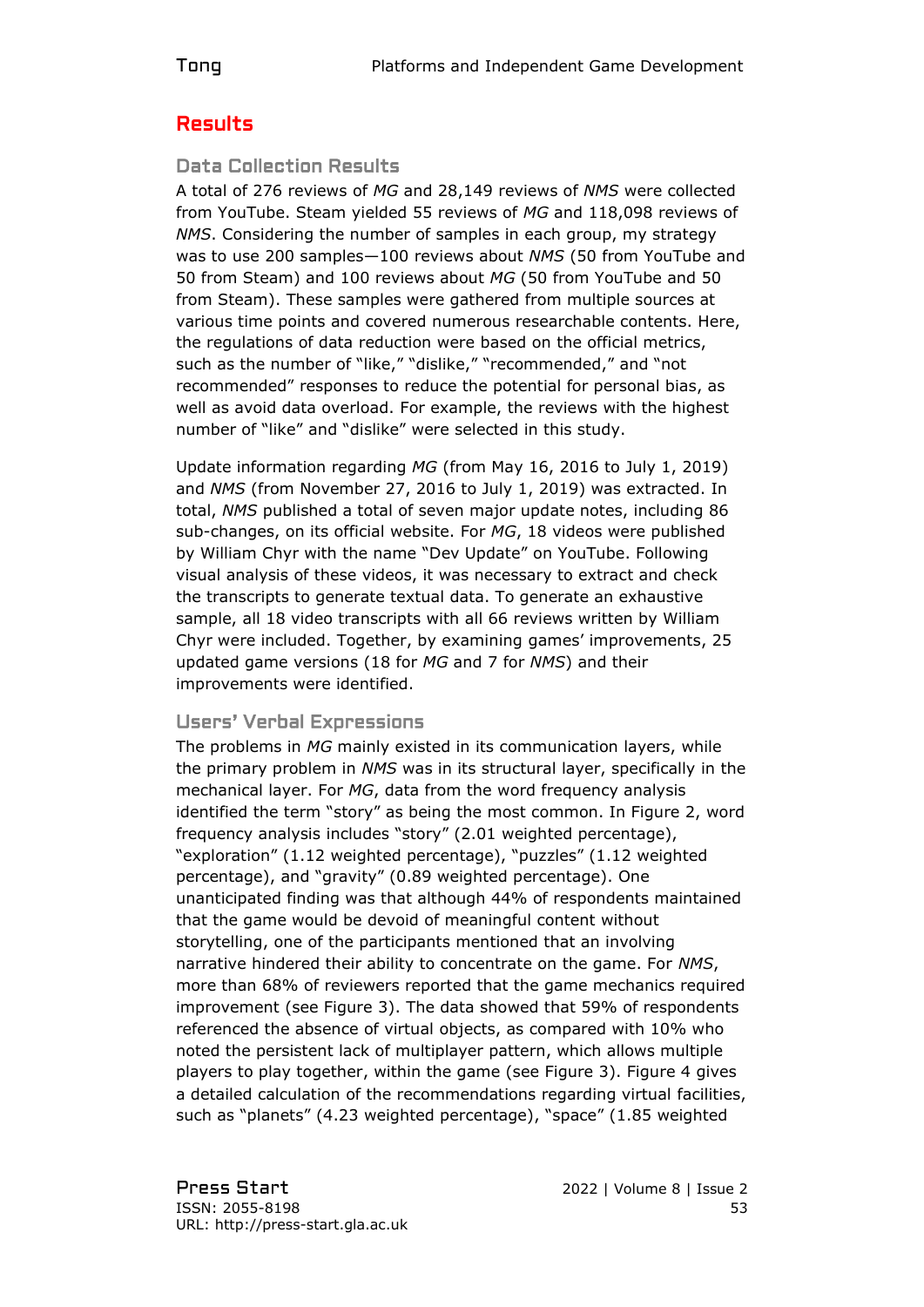## Results

### Data Collection Results

A total of 276 reviews of *MG* and 28,149 reviews of *NMS* were collected from YouTube. Steam yielded 55 reviews of *MG* and 118,098 reviews of *NMS*. Considering the number of samples in each group, my strategy was to use 200 samples—100 reviews about *NMS* (50 from YouTube and 50 from Steam) and 100 reviews about *MG* (50 from YouTube and 50 from Steam). These samples were gathered from multiple sources at various time points and covered numerous researchable contents. Here, the regulations of data reduction were based on the official metrics, such as the number of "like," "dislike," "recommended," and "not recommended" responses to reduce the potential for personal bias, as well as avoid data overload. For example, the reviews with the highest number of "like" and "dislike" were selected in this study.

Update information regarding *MG* (from May 16, 2016 to July 1, 2019) and *NMS* (from November 27, 2016 to July 1, 2019) was extracted. In total, *NMS* published a total of seven major update notes, including 86 sub-changes, on its official website. For *MG*, 18 videos were published by William Chyr with the name "Dev Update" on YouTube. Following visual analysis of these videos, it was necessary to extract and check the transcripts to generate textual data. To generate an exhaustive sample, all 18 video transcripts with all 66 reviews written by William Chyr were included. Together, by examining games' improvements, 25 updated game versions (18 for *MG* and 7 for *NMS*) and their improvements were identified.

### Users' Verbal Expressions

The problems in *MG* mainly existed in its communication layers, while the primary problem in *NMS* was in its structural layer, specifically in the mechanical layer. For *MG*, data from the word frequency analysis identified the term "story" as being the most common. In Figure 2, word frequency analysis includes "story" (2.01 weighted percentage), "exploration" (1.12 weighted percentage), "puzzles" (1.12 weighted percentage), and "gravity" (0.89 weighted percentage). One unanticipated finding was that although 44% of respondents maintained that the game would be devoid of meaningful content without storytelling, one of the participants mentioned that an involving narrative hindered their ability to concentrate on the game. For *NMS*, more than 68% of reviewers reported that the game mechanics required improvement (see Figure 3). The data showed that 59% of respondents referenced the absence of virtual objects, as compared with 10% who noted the persistent lack of multiplayer pattern, which allows multiple players to play together, within the game (see Figure 3). Figure 4 gives a detailed calculation of the recommendations regarding virtual facilities, such as "planets" (4.23 weighted percentage), "space" (1.85 weighted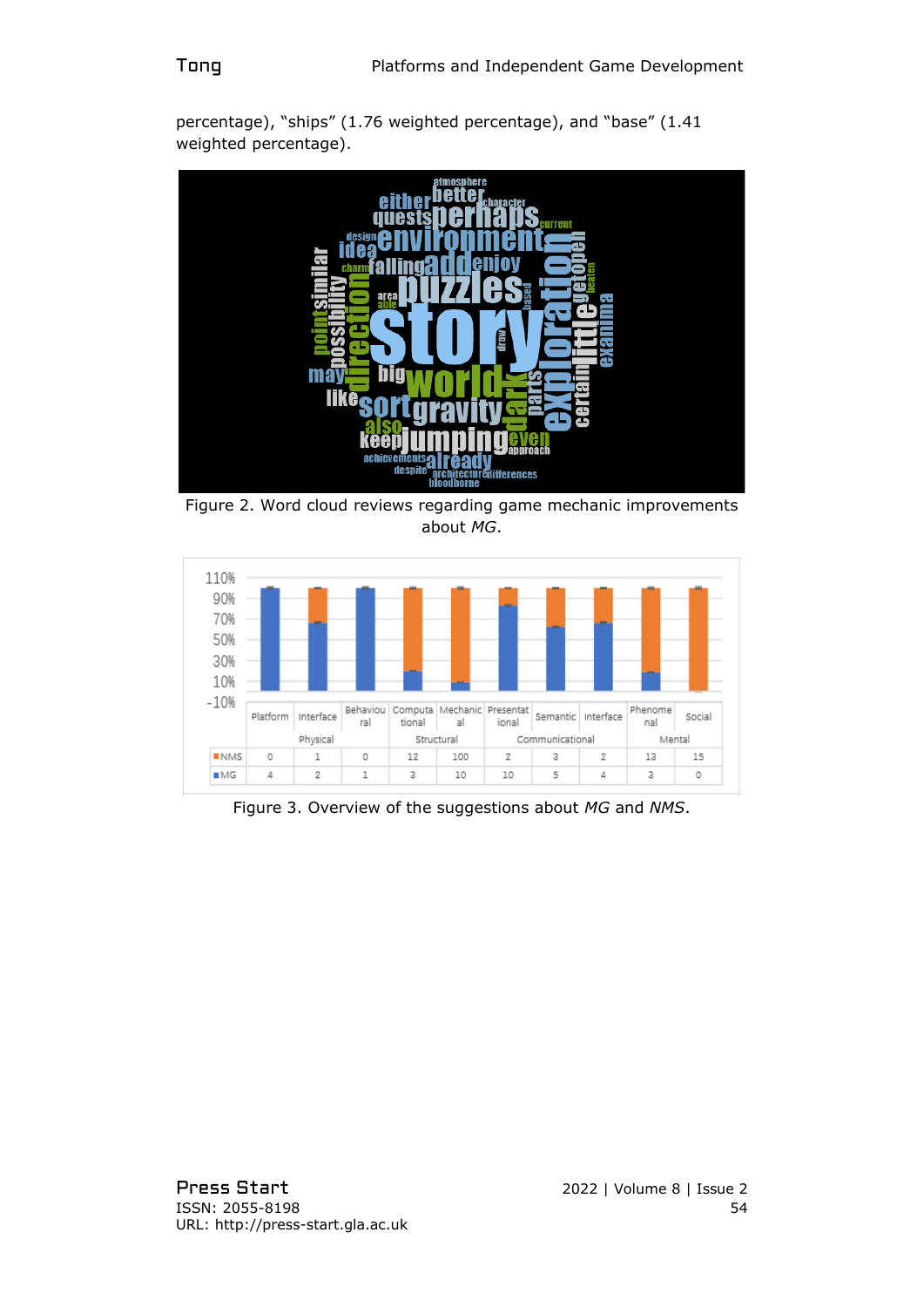percentage), “ships” (1.76 weighted percentage), and “base” (1.41 weighted percentage).

Figure 2. Word cloud reviews regarding game mechanic improvements about *MG*.

| | Platform | Interface | Behavioural | Computational | Mechanical | Presentational | Semantic | Interface | Phenomenal | Social |
|---|---|---|---|---|---|---|---|---|---|---|
| | Physical | | | Structural | | Communicational | | | Mental | |
| NMS | 0 | 1 | 0 | 12 | 100 | 2 | 3 | 2 | 13 | 15 |
| MG | 4 | 2 | 1 | 3 | 10 | 10 | 5 | 4 | 3 | 0 |

Figure 3. Overview of the suggestions about *MG* and *NMS*.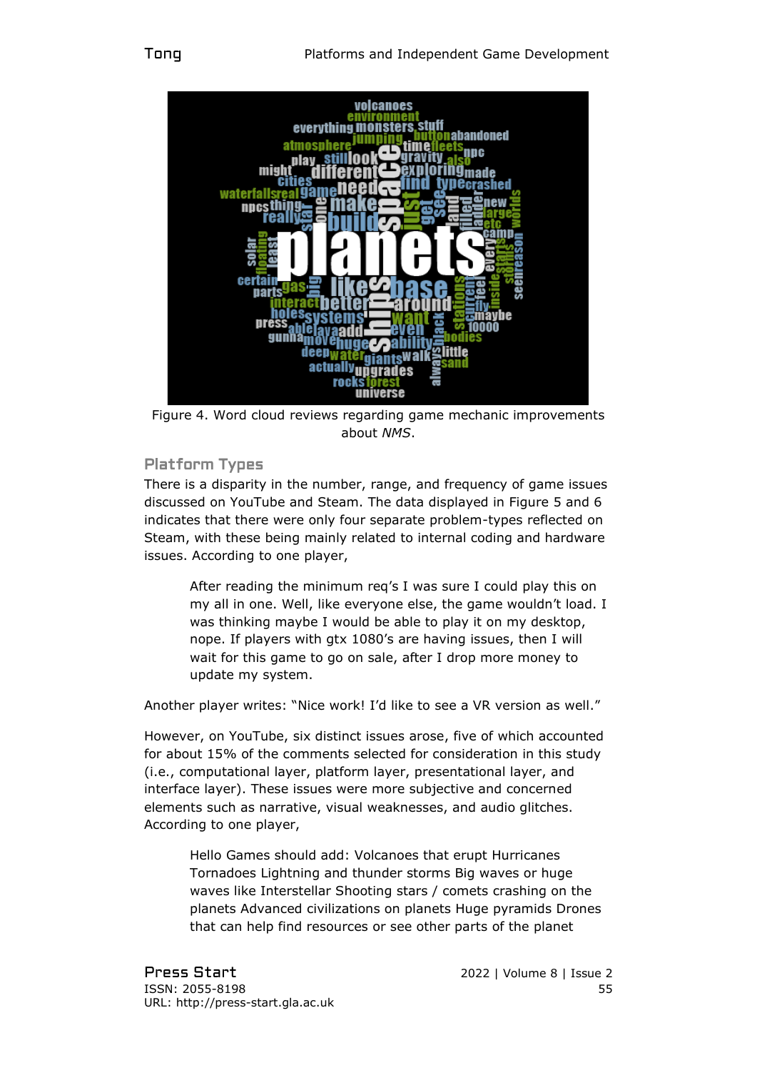Figure 4. Word cloud reviews regarding game mechanic improvements about *NMS*.

## Platform Types

There is a disparity in the number, range, and frequency of game issues discussed on YouTube and Steam. The data displayed in Figure 5 and 6 indicates that there were only four separate problem-types reflected on Steam, with these being mainly related to internal coding and hardware issues. According to one player,

> After reading the minimum req's I was sure I could play this on my all in one. Well, like everyone else, the game wouldn't load. I was thinking maybe I would be able to play it on my desktop, nope. If players with gtx 1080's are having issues, then I will wait for this game to go on sale, after I drop more money to update my system.

Another player writes: "Nice work! I'd like to see a VR version as well."

However, on YouTube, six distinct issues arose, five of which accounted for about 15% of the comments selected for consideration in this study (i.e., computational layer, platform layer, presentational layer, and interface layer). These issues were more subjective and concerned elements such as narrative, visual weaknesses, and audio glitches. According to one player,

> Hello Games should add: Volcanoes that erupt Hurricanes Tornadoes Lightning and thunder storms Big waves or huge waves like Interstellar Shooting stars / comets crashing on the planets Advanced civilizations on planets Huge pyramids Drones that can help find resources or see other parts of the planet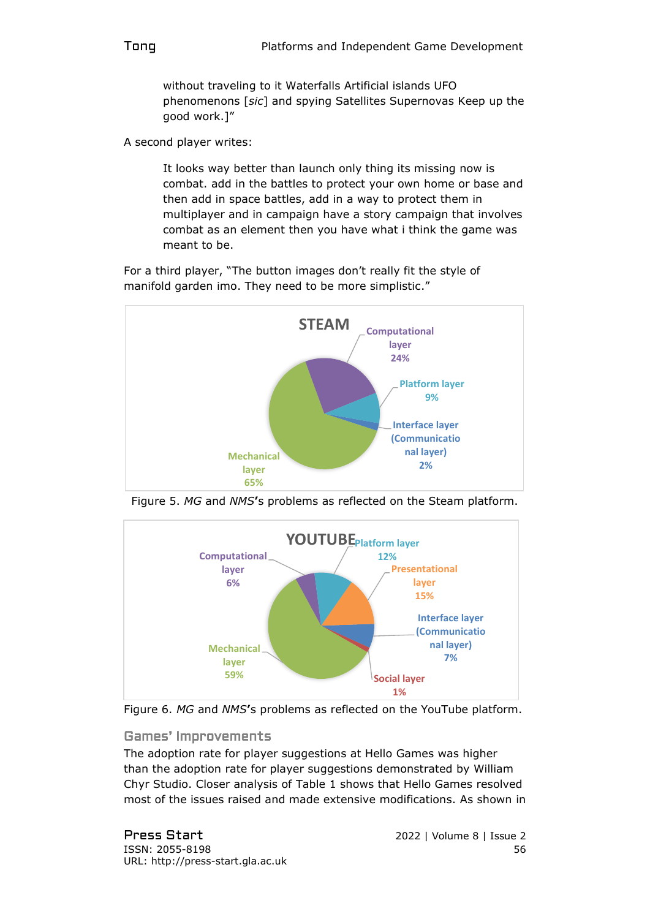without traveling to it Waterfalls Artificial islands UFO phenomenons [*sic*] and spying Satellites Supernovas Keep up the good work.]"

A second player writes:

> It looks way better than launch only thing its missing now is combat. add in the battles to protect your own home or base and then add in space battles, add in a way to protect them in multiplayer and in campaign have a story campaign that involves combat as an element then you have what i think the game was meant to be.

For a third player, "The button images don't really fit the style of manifold garden imo. They need to be more simplistic."

Figure 5. *MG* and *NMS*'s problems as reflected on the Steam platform.

Figure 6. *MG* and *NMS*'s problems as reflected on the YouTube platform.

## Games' Improvements

The adoption rate for player suggestions at Hello Games was higher than the adoption rate for player suggestions demonstrated by William Chyr Studio. Closer analysis of Table 1 shows that Hello Games resolved most of the issues raised and made extensive modifications. As shown in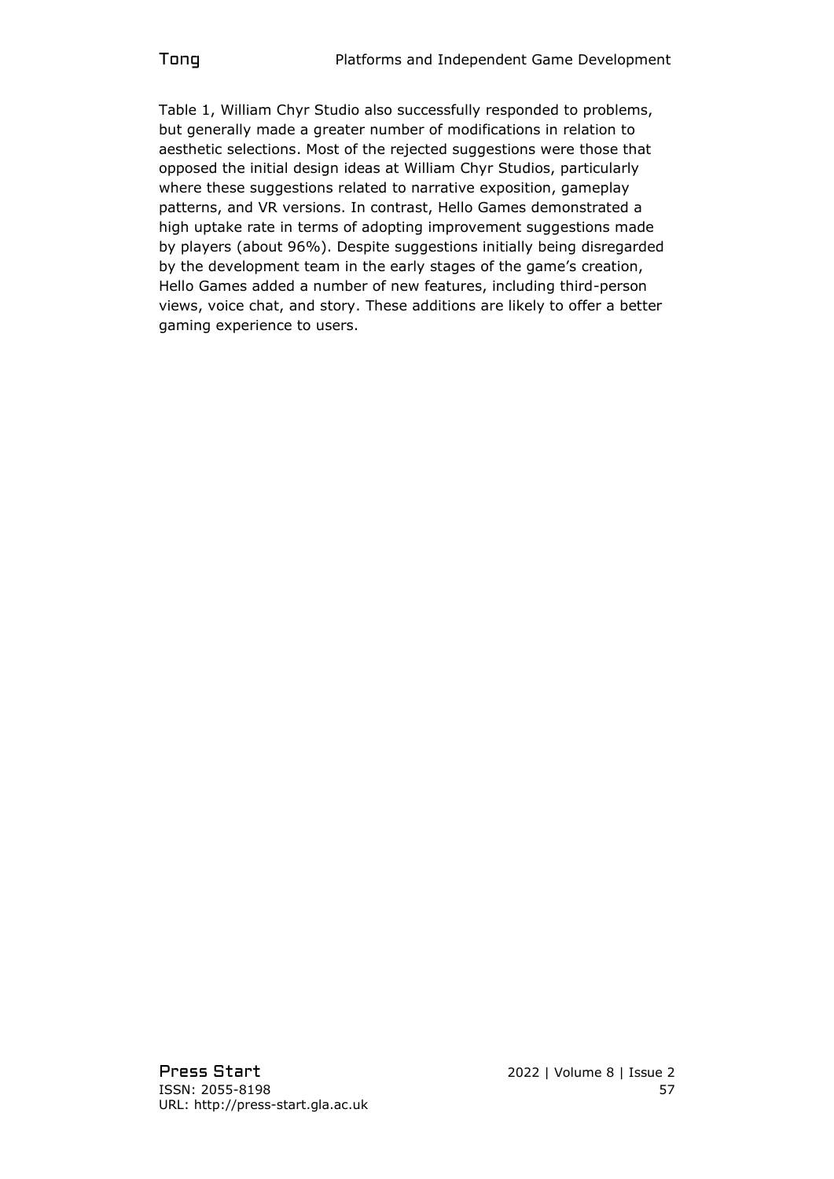Table 1, William Chyr Studio also successfully responded to problems, but generally made a greater number of modifications in relation to aesthetic selections. Most of the rejected suggestions were those that opposed the initial design ideas at William Chyr Studios, particularly where these suggestions related to narrative exposition, gameplay patterns, and VR versions. In contrast, Hello Games demonstrated a high uptake rate in terms of adopting improvement suggestions made by players (about 96%). Despite suggestions initially being disregarded by the development team in the early stages of the game's creation, Hello Games added a number of new features, including third-person views, voice chat, and story. These additions are likely to offer a better gaming experience to users.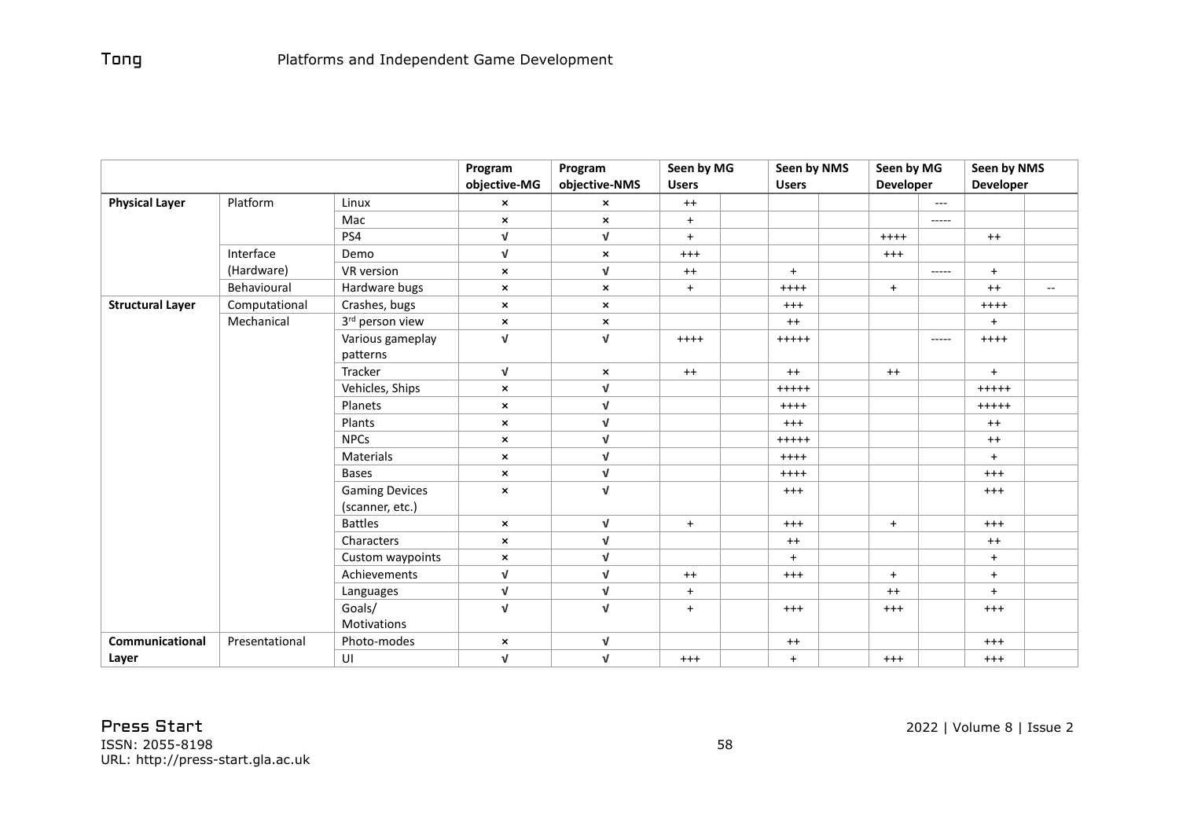| | | | Program objective-MG | Program objective-NMS | Seen by MG Users | | Seen by NMS Users | | Seen by MG Developer | | Seen by NMS Developer | |
|---|---|---|---|---|---|---|---|---|---|---|---|---|
| **Physical Layer** | Platform | Linux | × | × | ++ | | | | | --- | | |
| | | Mac | × | × | + | | | | | ----- | | |
| | | PS4 | √ | √ | + | | | | ++++ | | ++ | |
| | Interface (Hardware) | Demo | √ | × | +++ | | | | +++ | | | |
| | | VR version | × | √ | ++ | | + | | | ----- | + | |
| | Behavioural | Hardware bugs | × | × | + | | ++++ | | + | | ++ | -- |
| **Structural Layer** | Computational | Crashes, bugs | × | × | | | +++ | | | | ++++ | |
| | Mechanical | 3rd person view | × | × | | | ++ | | | | + | |
| | | Various gameplay patterns | √ | √ | ++++ | | +++++ | | | ----- | ++++ | |
| | | Tracker | √ | × | ++ | | ++ | | ++ | | + | |
| | | Vehicles, Ships | × | √ | | | +++++ | | | | +++++ | |
| | | Planets | × | √ | | | ++++ | | | | +++++ | |
| | | Plants | × | √ | | | +++ | | | | ++ | |
| | | NPCs | × | √ | | | +++++ | | | | ++ | |
| | | Materials | × | √ | | | ++++ | | | | + | |
| | | Bases | × | √ | | | ++++ | | | | +++ | |
| | | Gaming Devices (scanner, etc.) | × | √ | | | +++ | | | | +++ | |
| | | Battles | × | √ | + | | +++ | | + | | +++ | |
| | | Characters | × | √ | | | ++ | | | | ++ | |
| | | Custom waypoints | × | √ | | | + | | | | + | |
| | | Achievements | √ | √ | ++ | | +++ | | + | | + | |
| | | Languages | √ | √ | + | | | | ++ | | + | |
| | | Goals/ Motivations | √ | √ | + | | +++ | | +++ | | +++ | |
| **Communicational Layer** | Presentational | Photo-modes | × | √ | | | ++ | | | | +++ | |
| | | UI | √ | √ | +++ | | + | | +++ | | +++ | |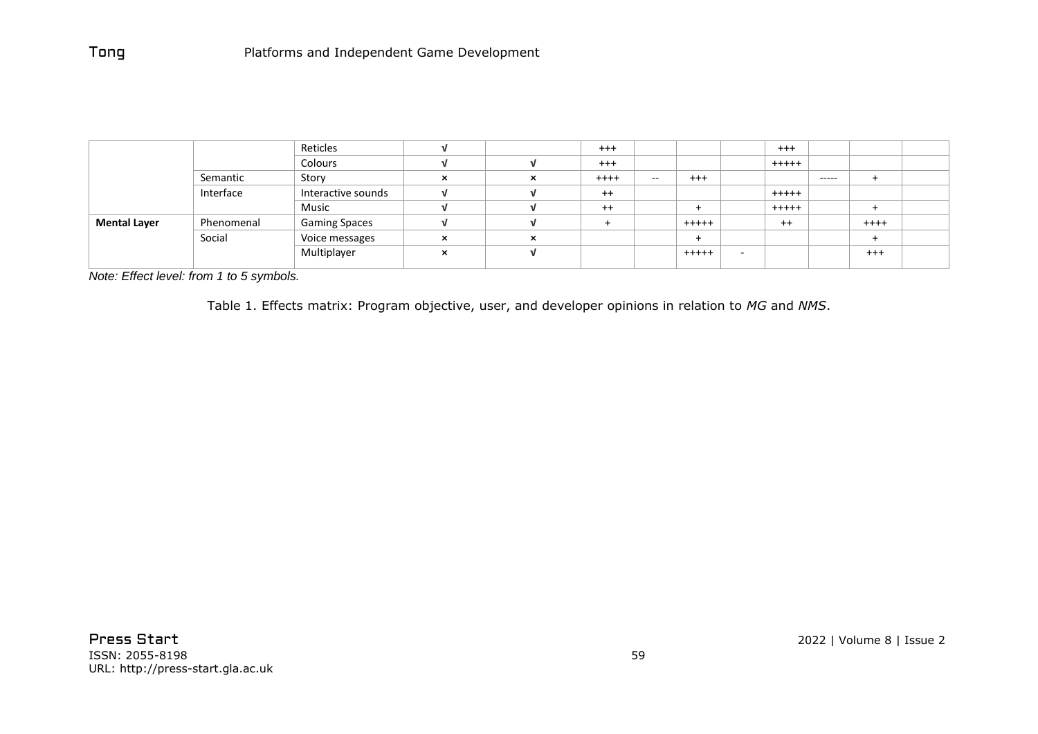| | | | | | | | | | | | | |
|---|---|---|---|---|---|---|---|---|---|---|---|---|
| | | Reticles | √ | | +++ | | | | +++ | | | |
| | | Colours | √ | √ | +++ | | | | +++++ | | | |
| | Semantic | Story | × | × | ++++ | -- | +++ | | | ----- | + | |
| | Interface | Interactive sounds | √ | √ | ++ | | | | +++++ | | | |
| | | Music | √ | √ | ++ | | + | | +++++ | | + | |
| **Mental Layer** | Phenomenal | Gaming Spaces | √ | √ | + | | +++++ | | ++ | | ++++ | |
| | Social | Voice messages | × | × | | | + | | | | + | |
| | | Multiplayer | × | √ | | | +++++ | - | | | +++ | |

*Note: Effect level: from 1 to 5 symbols.*

Table 1. Effects matrix: Program objective, user, and developer opinions in relation to *MG* and *NMS*.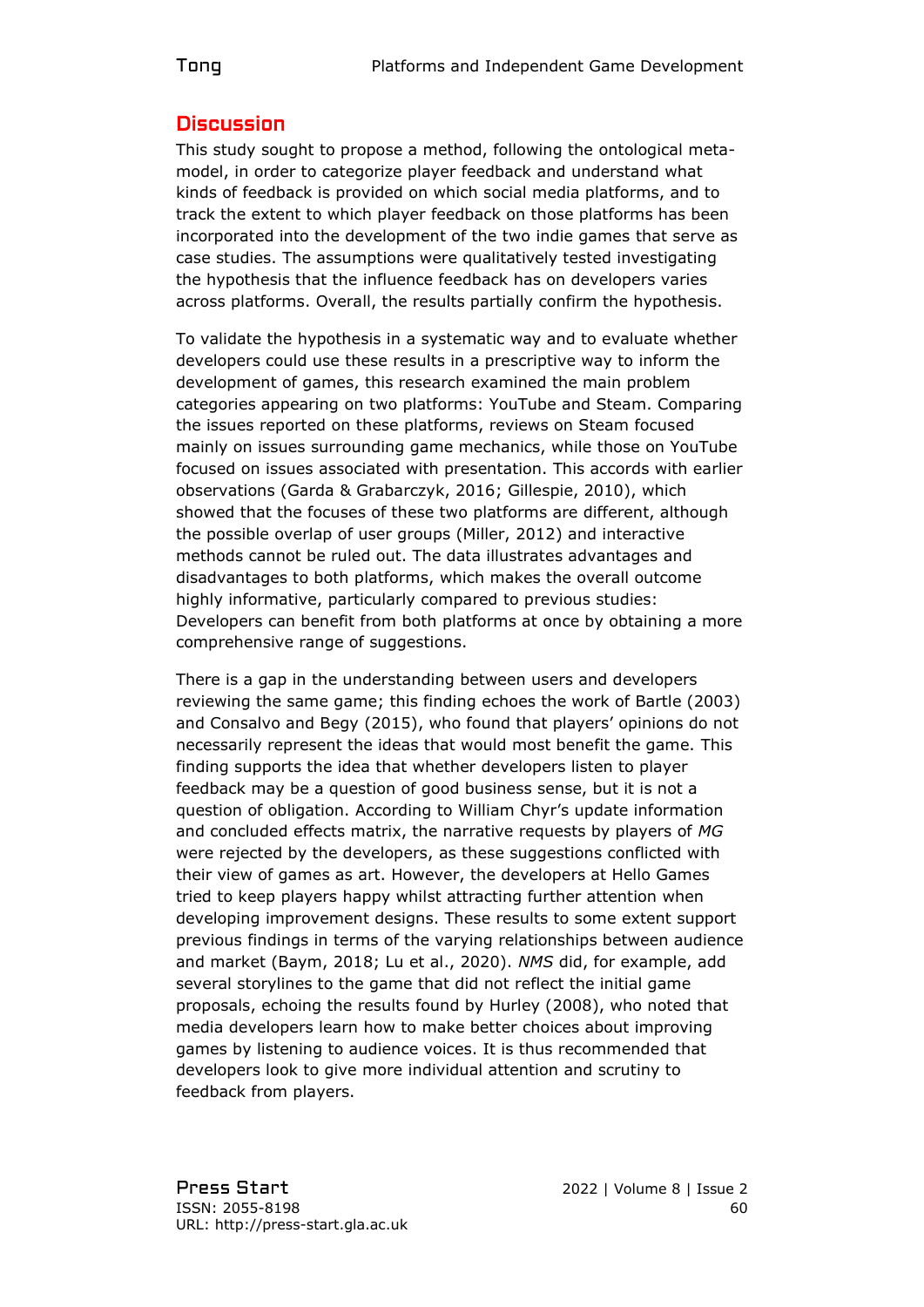## Discussion

This study sought to propose a method, following the ontological meta-model, in order to categorize player feedback and understand what kinds of feedback is provided on which social media platforms, and to track the extent to which player feedback on those platforms has been incorporated into the development of the two indie games that serve as case studies. The assumptions were qualitatively tested investigating the hypothesis that the influence feedback has on developers varies across platforms. Overall, the results partially confirm the hypothesis.

To validate the hypothesis in a systematic way and to evaluate whether developers could use these results in a prescriptive way to inform the development of games, this research examined the main problem categories appearing on two platforms: YouTube and Steam. Comparing the issues reported on these platforms, reviews on Steam focused mainly on issues surrounding game mechanics, while those on YouTube focused on issues associated with presentation. This accords with earlier observations (Garda & Grabarczyk, 2016; Gillespie, 2010), which showed that the focuses of these two platforms are different, although the possible overlap of user groups (Miller, 2012) and interactive methods cannot be ruled out. The data illustrates advantages and disadvantages to both platforms, which makes the overall outcome highly informative, particularly compared to previous studies: Developers can benefit from both platforms at once by obtaining a more comprehensive range of suggestions.

There is a gap in the understanding between users and developers reviewing the same game; this finding echoes the work of Bartle (2003) and Consalvo and Begy (2015), who found that players' opinions do not necessarily represent the ideas that would most benefit the game. This finding supports the idea that whether developers listen to player feedback may be a question of good business sense, but it is not a question of obligation. According to William Chyr's update information and concluded effects matrix, the narrative requests by players of *MG* were rejected by the developers, as these suggestions conflicted with their view of games as art. However, the developers at Hello Games tried to keep players happy whilst attracting further attention when developing improvement designs. These results to some extent support previous findings in terms of the varying relationships between audience and market (Baym, 2018; Lu et al., 2020). *NMS* did, for example, add several storylines to the game that did not reflect the initial game proposals, echoing the results found by Hurley (2008), who noted that media developers learn how to make better choices about improving games by listening to audience voices. It is thus recommended that developers look to give more individual attention and scrutiny to feedback from players.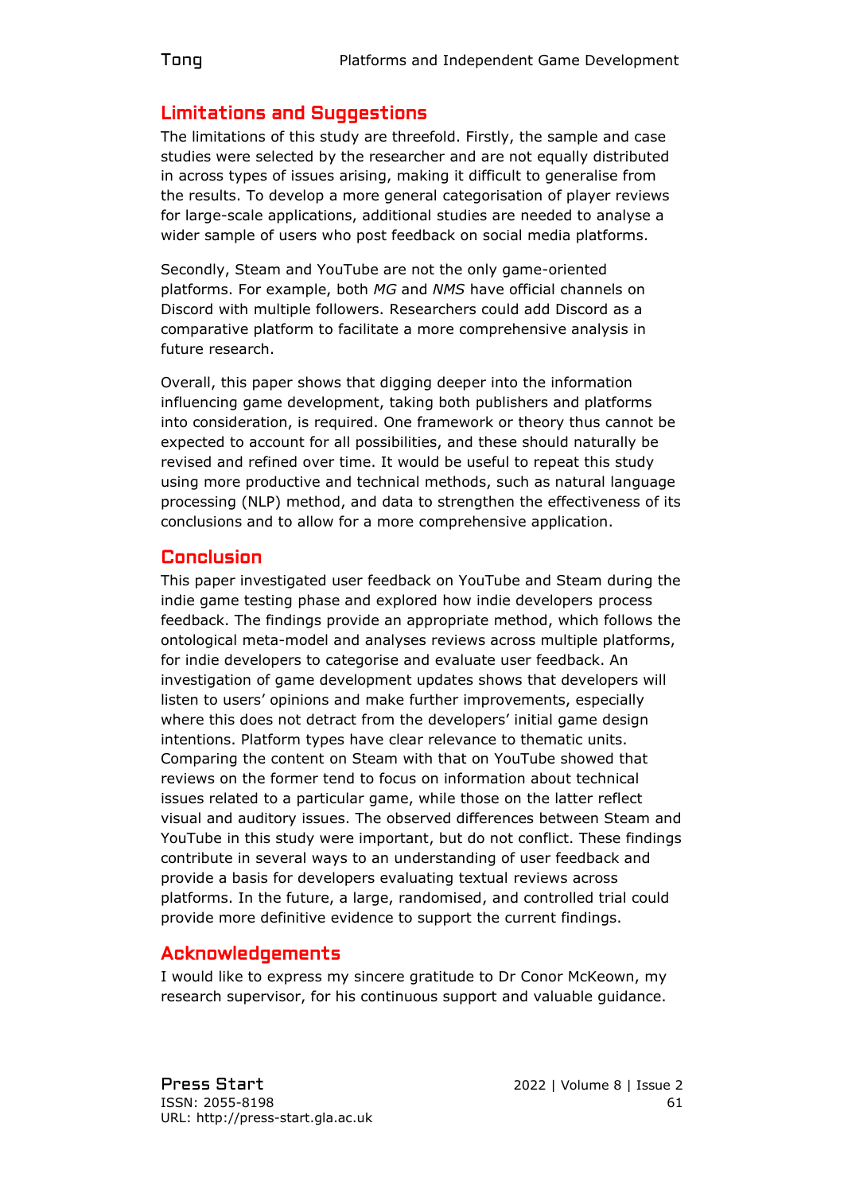## Limitations and Suggestions

The limitations of this study are threefold. Firstly, the sample and case studies were selected by the researcher and are not equally distributed in across types of issues arising, making it difficult to generalise from the results. To develop a more general categorisation of player reviews for large-scale applications, additional studies are needed to analyse a wider sample of users who post feedback on social media platforms.

Secondly, Steam and YouTube are not the only game-oriented platforms. For example, both *MG* and *NMS* have official channels on Discord with multiple followers. Researchers could add Discord as a comparative platform to facilitate a more comprehensive analysis in future research.

Overall, this paper shows that digging deeper into the information influencing game development, taking both publishers and platforms into consideration, is required. One framework or theory thus cannot be expected to account for all possibilities, and these should naturally be revised and refined over time. It would be useful to repeat this study using more productive and technical methods, such as natural language processing (NLP) method, and data to strengthen the effectiveness of its conclusions and to allow for a more comprehensive application.

## Conclusion

This paper investigated user feedback on YouTube and Steam during the indie game testing phase and explored how indie developers process feedback. The findings provide an appropriate method, which follows the ontological meta-model and analyses reviews across multiple platforms, for indie developers to categorise and evaluate user feedback. An investigation of game development updates shows that developers will listen to users' opinions and make further improvements, especially where this does not detract from the developers' initial game design intentions. Platform types have clear relevance to thematic units. Comparing the content on Steam with that on YouTube showed that reviews on the former tend to focus on information about technical issues related to a particular game, while those on the latter reflect visual and auditory issues. The observed differences between Steam and YouTube in this study were important, but do not conflict. These findings contribute in several ways to an understanding of user feedback and provide a basis for developers evaluating textual reviews across platforms. In the future, a large, randomised, and controlled trial could provide more definitive evidence to support the current findings.

## Acknowledgements

I would like to express my sincere gratitude to Dr Conor McKeown, my research supervisor, for his continuous support and valuable guidance.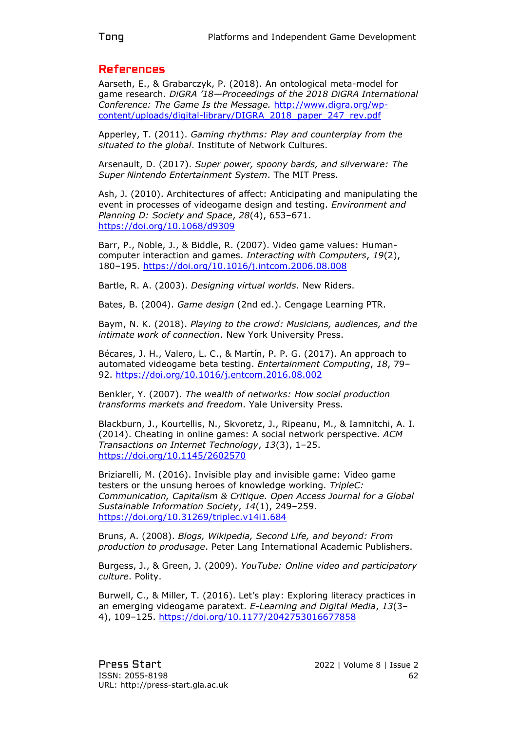## References

Aarseth, E., & Grabarczyk, P. (2018). An ontological meta-model for game research. *DiGRA '18—Proceedings of the 2018 DiGRA International Conference: The Game Is the Message.* http://www.digra.org/wp-content/uploads/digital-library/DIGRA_2018_paper_247_rev.pdf

Apperley, T. (2011). *Gaming rhythms: Play and counterplay from the situated to the global*. Institute of Network Cultures.

Arsenault, D. (2017). *Super power, spoony bards, and silverware: The Super Nintendo Entertainment System*. The MIT Press.

Ash, J. (2010). Architectures of affect: Anticipating and manipulating the event in processes of videogame design and testing. *Environment and Planning D: Society and Space*, *28*(4), 653–671. https://doi.org/10.1068/d9309

Barr, P., Noble, J., & Biddle, R. (2007). Video game values: Human-computer interaction and games. *Interacting with Computers*, *19*(2), 180–195. https://doi.org/10.1016/j.intcom.2006.08.008

Bartle, R. A. (2003). *Designing virtual worlds*. New Riders.

Bates, B. (2004). *Game design* (2nd ed.). Cengage Learning PTR.

Baym, N. K. (2018). *Playing to the crowd: Musicians, audiences, and the intimate work of connection*. New York University Press.

Bécares, J. H., Valero, L. C., & Martín, P. P. G. (2017). An approach to automated videogame beta testing. *Entertainment Computing*, *18*, 79–92. https://doi.org/10.1016/j.entcom.2016.08.002

Benkler, Y. (2007). *The wealth of networks: How social production transforms markets and freedom*. Yale University Press.

Blackburn, J., Kourtellis, N., Skvoretz, J., Ripeanu, M., & Iamnitchi, A. I. (2014). Cheating in online games: A social network perspective. *ACM Transactions on Internet Technology*, *13*(3), 1–25. https://doi.org/10.1145/2602570

Briziarelli, M. (2016). Invisible play and invisible game: Video game testers or the unsung heroes of knowledge working. *TripleC: Communication, Capitalism & Critique. Open Access Journal for a Global Sustainable Information Society*, *14*(1), 249–259. https://doi.org/10.31269/triplec.v14i1.684

Bruns, A. (2008). *Blogs, Wikipedia, Second Life, and beyond: From production to produsage*. Peter Lang International Academic Publishers.

Burgess, J., & Green, J. (2009). *YouTube: Online video and participatory culture*. Polity.

Burwell, C., & Miller, T. (2016). Let's play: Exploring literacy practices in an emerging videogame paratext. *E-Learning and Digital Media*, *13*(3–4), 109–125. https://doi.org/10.1177/2042753016677858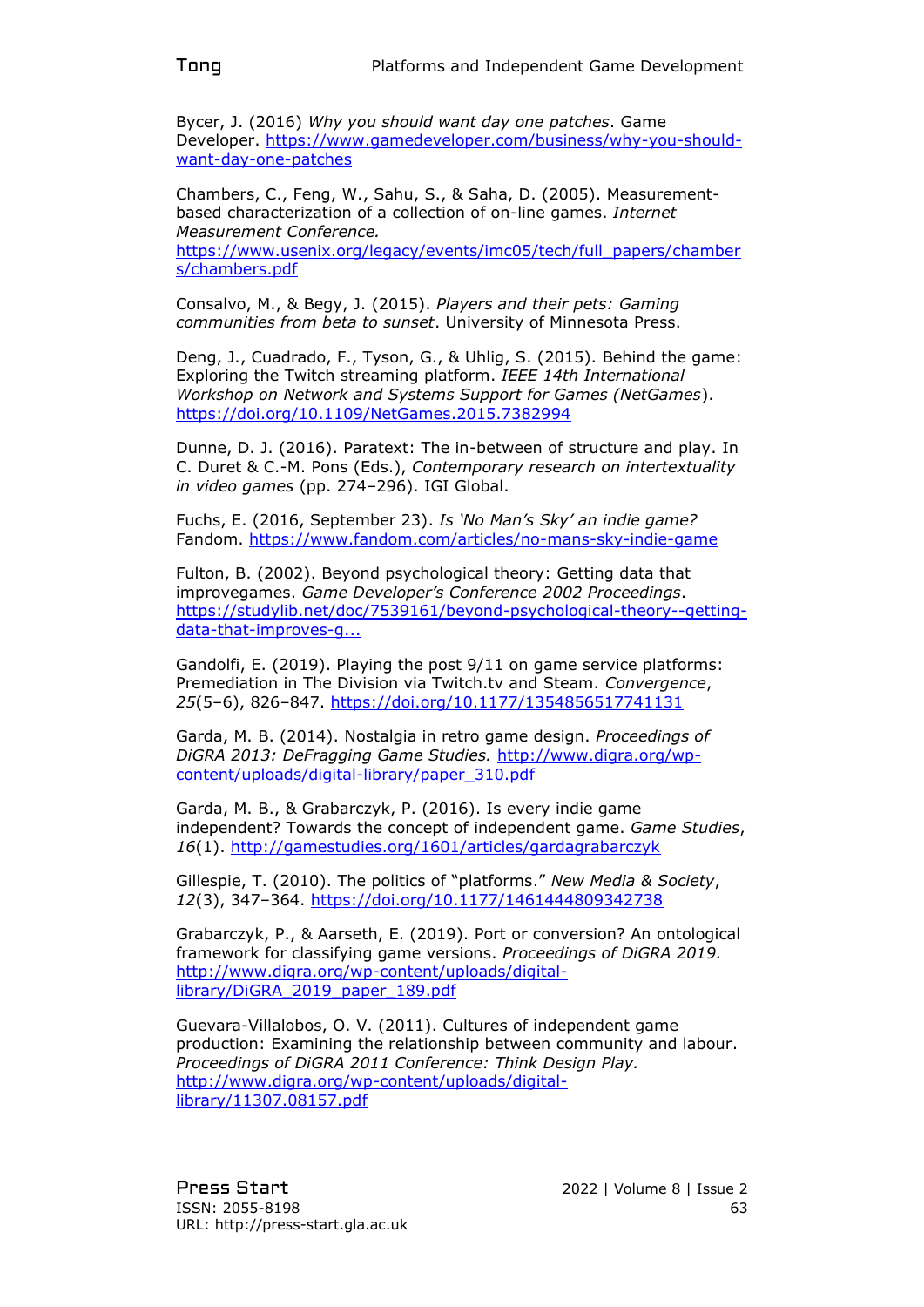Bycer, J. (2016) *Why you should want day one patches*. Game Developer. https://www.gamedeveloper.com/business/why-you-should-want-day-one-patches

Chambers, C., Feng, W., Sahu, S., & Saha, D. (2005). Measurement-based characterization of a collection of on-line games. *Internet Measurement Conference.* https://www.usenix.org/legacy/events/imc05/tech/full_papers/chambers/chambers.pdf

Consalvo, M., & Begy, J. (2015). *Players and their pets: Gaming communities from beta to sunset*. University of Minnesota Press.

Deng, J., Cuadrado, F., Tyson, G., & Uhlig, S. (2015). Behind the game: Exploring the Twitch streaming platform. *IEEE 14th International Workshop on Network and Systems Support for Games (NetGames*). https://doi.org/10.1109/NetGames.2015.7382994

Dunne, D. J. (2016). Paratext: The in-between of structure and play. In C. Duret & C.-M. Pons (Eds.), *Contemporary research on intertextuality in video games* (pp. 274–296). IGI Global.

Fuchs, E. (2016, September 23). *Is 'No Man's Sky' an indie game?* Fandom. https://www.fandom.com/articles/no-mans-sky-indie-game

Fulton, B. (2002). Beyond psychological theory: Getting data that improvegames. *Game Developer's Conference 2002 Proceedings*. https://studylib.net/doc/7539161/beyond-psychological-theory--getting-data-that-improves-g...

Gandolfi, E. (2019). Playing the post 9/11 on game service platforms: Premediation in The Division via Twitch.tv and Steam. *Convergence*, *25*(5–6), 826–847. https://doi.org/10.1177/1354856517741131

Garda, M. B. (2014). Nostalgia in retro game design. *Proceedings of DiGRA 2013: DeFragging Game Studies.* http://www.digra.org/wp-content/uploads/digital-library/paper_310.pdf

Garda, M. B., & Grabarczyk, P. (2016). Is every indie game independent? Towards the concept of independent game. *Game Studies*, *16*(1). http://gamestudies.org/1601/articles/gardagrabarczyk

Gillespie, T. (2010). The politics of "platforms." *New Media & Society*, *12*(3), 347–364. https://doi.org/10.1177/1461444809342738

Grabarczyk, P., & Aarseth, E. (2019). Port or conversion? An ontological framework for classifying game versions. *Proceedings of DiGRA 2019.* http://www.digra.org/wp-content/uploads/digital-library/DiGRA_2019_paper_189.pdf

Guevara-Villalobos, O. V. (2011). Cultures of independent game production: Examining the relationship between community and labour. *Proceedings of DiGRA 2011 Conference: Think Design Play.* http://www.digra.org/wp-content/uploads/digital-library/11307.08157.pdf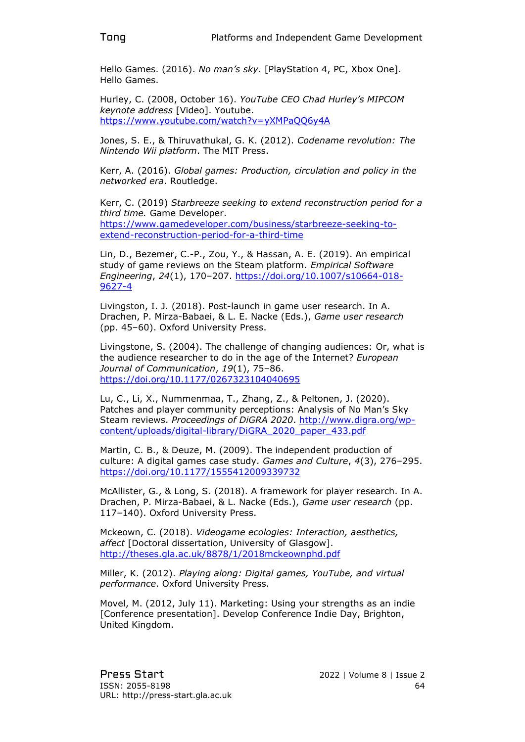Hello Games. (2016). *No man's sky*. [PlayStation 4, PC, Xbox One]. Hello Games.

Hurley, C. (2008, October 16). *YouTube CEO Chad Hurley's MIPCOM keynote address* [Video]. Youtube. https://www.youtube.com/watch?v=yXMPaQQ6y4A

Jones, S. E., & Thiruvathukal, G. K. (2012). *Codename revolution: The Nintendo Wii platform*. The MIT Press.

Kerr, A. (2016). *Global games: Production, circulation and policy in the networked era*. Routledge.

Kerr, C. (2019) *Starbreeze seeking to extend reconstruction period for a third time.* Game Developer. https://www.gamedeveloper.com/business/starbreeze-seeking-to-extend-reconstruction-period-for-a-third-time

Lin, D., Bezemer, C.-P., Zou, Y., & Hassan, A. E. (2019). An empirical study of game reviews on the Steam platform. *Empirical Software Engineering*, *24*(1), 170–207. https://doi.org/10.1007/s10664-018-9627-4

Livingston, I. J. (2018). Post-launch in game user research. In A. Drachen, P. Mirza-Babaei, & L. E. Nacke (Eds.), *Game user research* (pp. 45–60). Oxford University Press.

Livingstone, S. (2004). The challenge of changing audiences: Or, what is the audience researcher to do in the age of the Internet? *European Journal of Communication*, *19*(1), 75–86. https://doi.org/10.1177/0267323104040695

Lu, C., Li, X., Nummenmaa, T., Zhang, Z., & Peltonen, J. (2020). Patches and player community perceptions: Analysis of No Man's Sky Steam reviews. *Proceedings of DiGRA 2020*. http://www.digra.org/wp-content/uploads/digital-library/DiGRA_2020_paper_433.pdf

Martin, C. B., & Deuze, M. (2009). The independent production of culture: A digital games case study. *Games and Culture*, *4*(3), 276–295. https://doi.org/10.1177/1555412009339732

McAllister, G., & Long, S. (2018). A framework for player research. In A. Drachen, P. Mirza-Babaei, & L. E. Nacke (Eds.), *Game user research* (pp. 117–140). Oxford University Press.

Mckeown, C. (2018). *Videogame ecologies: Interaction, aesthetics, affect* [Doctoral dissertation, University of Glasgow]. http://theses.gla.ac.uk/8878/1/2018mckeownphd.pdf

Miller, K. (2012). *Playing along: Digital games, YouTube, and virtual performance*. Oxford University Press.

Movel, M. (2012, July 11). Marketing: Using your strengths as an indie [Conference presentation]. Develop Conference Indie Day, Brighton, United Kingdom.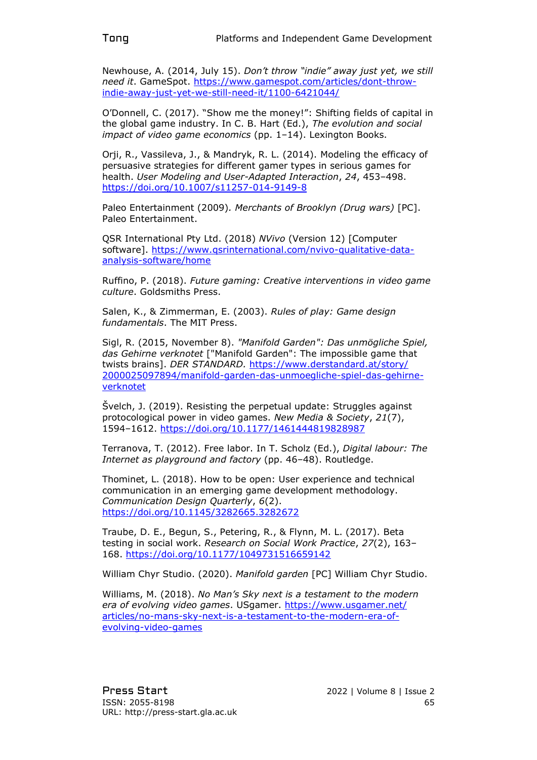Newhouse, A. (2014, July 15). *Don't throw "indie" away just yet, we still need it*. GameSpot. https://www.gamespot.com/articles/dont-throw-indie-away-just-yet-we-still-need-it/1100-6421044/

O'Donnell, C. (2017). "Show me the money!": Shifting fields of capital in the global game industry. In C. B. Hart (Ed.), *The evolution and social impact of video game economics* (pp. 1–14). Lexington Books.

Orji, R., Vassileva, J., & Mandryk, R. L. (2014). Modeling the efficacy of persuasive strategies for different gamer types in serious games for health. *User Modeling and User-Adapted Interaction*, *24*, 453–498. https://doi.org/10.1007/s11257-014-9149-8

Paleo Entertainment (2009). *Merchants of Brooklyn (Drug wars)* [PC]. Paleo Entertainment.

QSR International Pty Ltd. (2018) *NVivo* (Version 12) [Computer software]. https://www.qsrinternational.com/nvivo-qualitative-data-analysis-software/home

Ruffino, P. (2018). *Future gaming: Creative interventions in video game culture*. Goldsmiths Press.

Salen, K., & Zimmerman, E. (2003). *Rules of play: Game design fundamentals*. The MIT Press.

Sigl, R. (2015, November 8). *"Manifold Garden": Das unmögliche Spiel, das Gehirne verknotet* ["Manifold Garden": The impossible game that twists brains]. *DER STANDARD.* https://www.derstandard.at/story/2000025097894/manifold-garden-das-unmoegliche-spiel-das-gehirne-verknotet

Švelch, J. (2019). Resisting the perpetual update: Struggles against protocological power in video games. *New Media & Society*, *21*(7), 1594–1612. https://doi.org/10.1177/1461444819828987

Terranova, T. (2012). Free labor. In T. Scholz (Ed.), *Digital labour: The Internet as playground and factory* (pp. 46–48). Routledge.

Thominet, L. (2018). How to be open: User experience and technical communication in an emerging game development methodology. *Communication Design Quarterly*, *6*(2). https://doi.org/10.1145/3282665.3282672

Traube, D. E., Begun, S., Petering, R., & Flynn, M. L. (2017). Beta testing in social work. *Research on Social Work Practice*, *27*(2), 163–168. https://doi.org/10.1177/1049731516659142

William Chyr Studio. (2020). *Manifold garden* [PC] William Chyr Studio.

Williams, M. (2018). *No Man's Sky next is a testament to the modern era of evolving video games*. USgamer. https://www.usgamer.net/articles/no-mans-sky-next-is-a-testament-to-the-modern-era-of-evolving-video-games